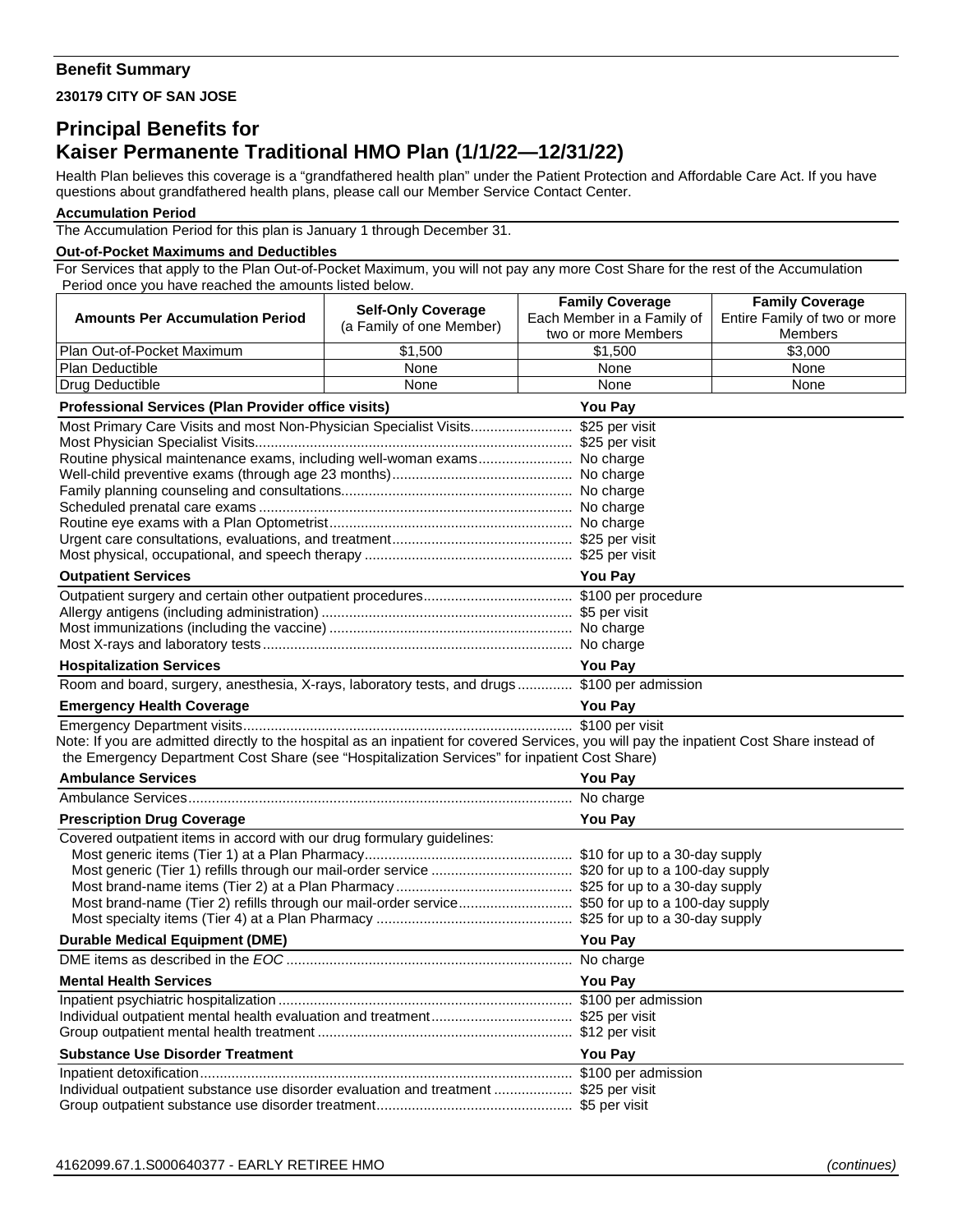**Benefit Summary**

**230179 CITY OF SAN JOSE**

# Principal Benefits for Kaiser Permanente Traditional HMO Plan (1/1/22—12/31/22)

Health Plan believes this coverage is a "grandfathered health plan" under the Patient Protection and Affordable Care Act. If you have questions about grandfathered health plans, please call our Member Service Contact Center.

**Accumulation Period**

The Accumulation Period for this plan is January 1 through December 31.

**Out-of-Pocket Maximums and Deductibles**

For Services that apply to the Plan Out-of-Pocket Maximum, you will not pay any more Cost Share for the rest of the Accumulation Period once you have reached the amounts listed below.

| Amounts Per Accumulation Period | Self-Only Coverage (a Family of one Member) | Family Coverage Each Member in a Family of two or more Members | Family Coverage Entire Family of two or more Members |
|---|---|---|---|
| Plan Out-of-Pocket Maximum | $1,500 | $1,500 | $3,000 |
| Plan Deductible | None | None | None |
| Drug Deductible | None | None | None |

| Professional Services (Plan Provider office visits) | You Pay |
|---|---|
| Most Primary Care Visits and most Non-Physician Specialist Visits | $25 per visit |
| Most Physician Specialist Visits | $25 per visit |
| Routine physical maintenance exams, including well-woman exams | No charge |
| Well-child preventive exams (through age 23 months) | No charge |
| Family planning counseling and consultations | No charge |
| Scheduled prenatal care exams | No charge |
| Routine eye exams with a Plan Optometrist | No charge |
| Urgent care consultations, evaluations, and treatment | $25 per visit |
| Most physical, occupational, and speech therapy | $25 per visit |

| Outpatient Services | You Pay |
|---|---|
| Outpatient surgery and certain other outpatient procedures | $100 per procedure |
| Allergy antigens (including administration) | $5 per visit |
| Most immunizations (including the vaccine) | No charge |
| Most X-rays and laboratory tests | No charge |

| Hospitalization Services | You Pay |
|---|---|
| Room and board, surgery, anesthesia, X-rays, laboratory tests, and drugs | $100 per admission |

| Emergency Health Coverage | You Pay |
|---|---|
| Emergency Department visits | $100 per visit |

Note: If you are admitted directly to the hospital as an inpatient for covered Services, you will pay the inpatient Cost Share instead of the Emergency Department Cost Share (see "Hospitalization Services" for inpatient Cost Share)

| Ambulance Services | You Pay |
|---|---|
| Ambulance Services | No charge |

| Prescription Drug Coverage | You Pay |
|---|---|
| Covered outpatient items in accord with our drug formulary guidelines: | |
| Most generic items (Tier 1) at a Plan Pharmacy | $10 for up to a 30-day supply |
| Most generic (Tier 1) refills through our mail-order service | $20 for up to a 100-day supply |
| Most brand-name items (Tier 2) at a Plan Pharmacy | $25 for up to a 30-day supply |
| Most brand-name (Tier 2) refills through our mail-order service | $50 for up to a 100-day supply |
| Most specialty items (Tier 4) at a Plan Pharmacy | $25 for up to a 30-day supply |

| Durable Medical Equipment (DME) | You Pay |
|---|---|
| DME items as described in the *EOC* | No charge |

| Mental Health Services | You Pay |
|---|---|
| Inpatient psychiatric hospitalization | $100 per admission |
| Individual outpatient mental health evaluation and treatment | $25 per visit |
| Group outpatient mental health treatment | $12 per visit |

| Substance Use Disorder Treatment | You Pay |
|---|---|
| Inpatient detoxification | $100 per admission |
| Individual outpatient substance use disorder evaluation and treatment | $25 per visit |
| Group outpatient substance use disorder treatment | $5 per visit |

4162099.67.1.S000640377 - EARLY RETIREE HMO

*(continues)*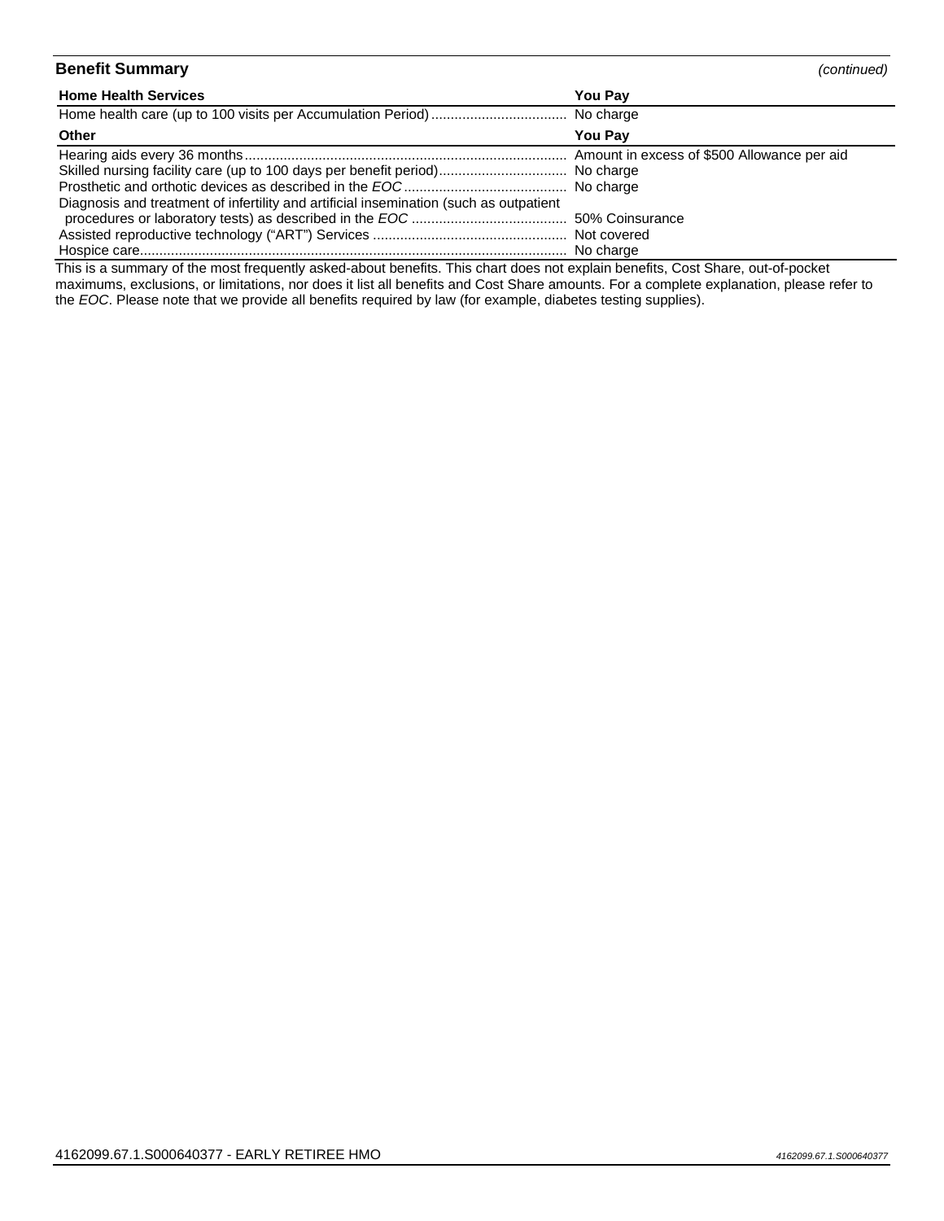## Benefit Summary *(continued)*

| Home Health Services | You Pay |
|---|---|
| Home health care (up to 100 visits per Accumulation Period) | No charge |

| Other | You Pay |
|---|---|
| Hearing aids every 36 months | Amount in excess of $500 Allowance per aid |
| Skilled nursing facility care (up to 100 days per benefit period) | No charge |
| Prosthetic and orthotic devices as described in the *EOC* | No charge |
| Diagnosis and treatment of infertility and artificial insemination (such as outpatient procedures or laboratory tests) as described in the *EOC* | 50% Coinsurance |
| Assisted reproductive technology ("ART") Services | Not covered |
| Hospice care | No charge |

This is a summary of the most frequently asked-about benefits. This chart does not explain benefits, Cost Share, out-of-pocket maximums, exclusions, or limitations, nor does it list all benefits and Cost Share amounts. For a complete explanation, please refer to the *EOC*. Please note that we provide all benefits required by law (for example, diabetes testing supplies).